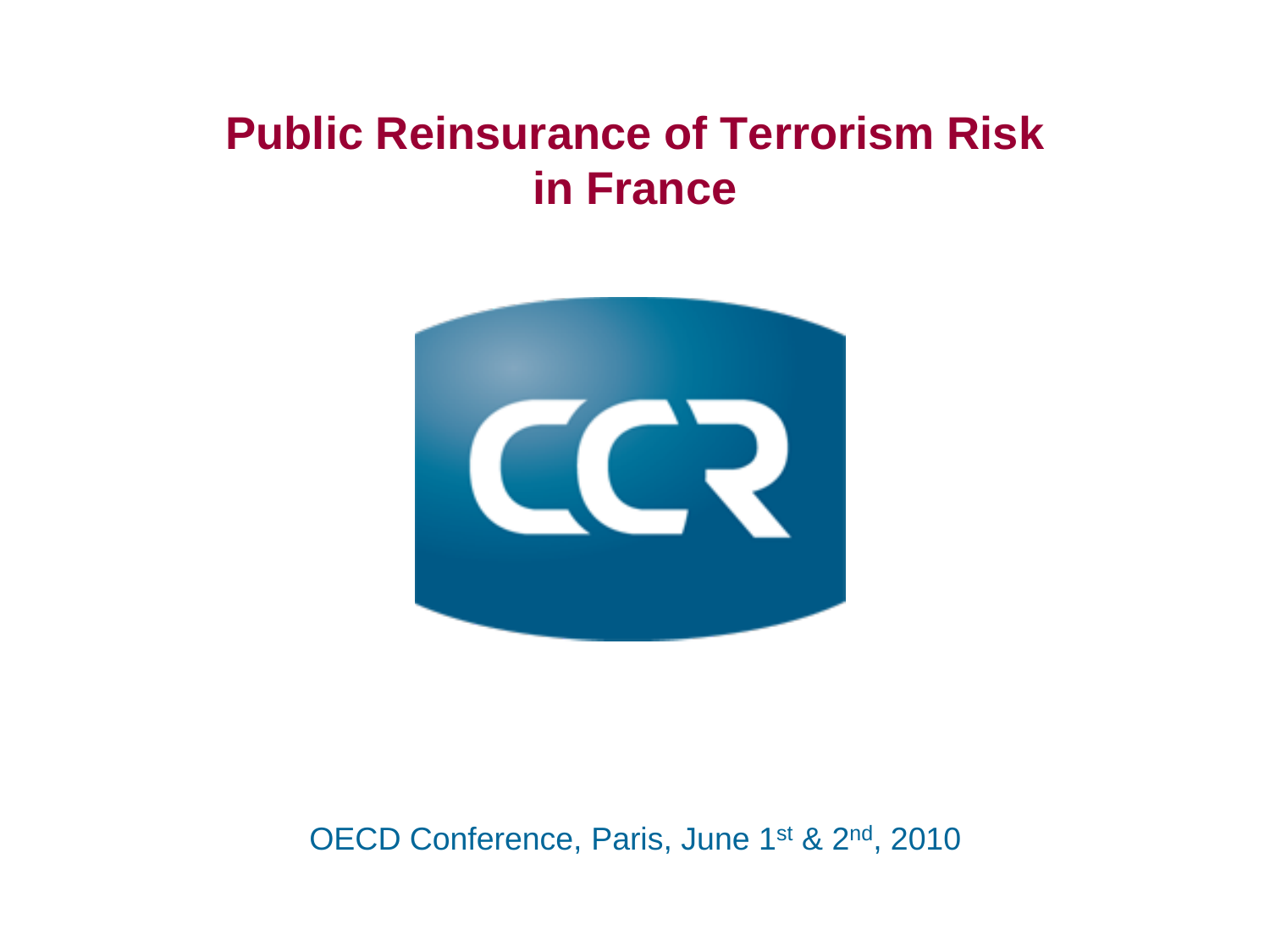# Public Reinsurance of Terrorism Risk in France

CCR

OECD Conference, Paris, June 1st & 2nd, 2010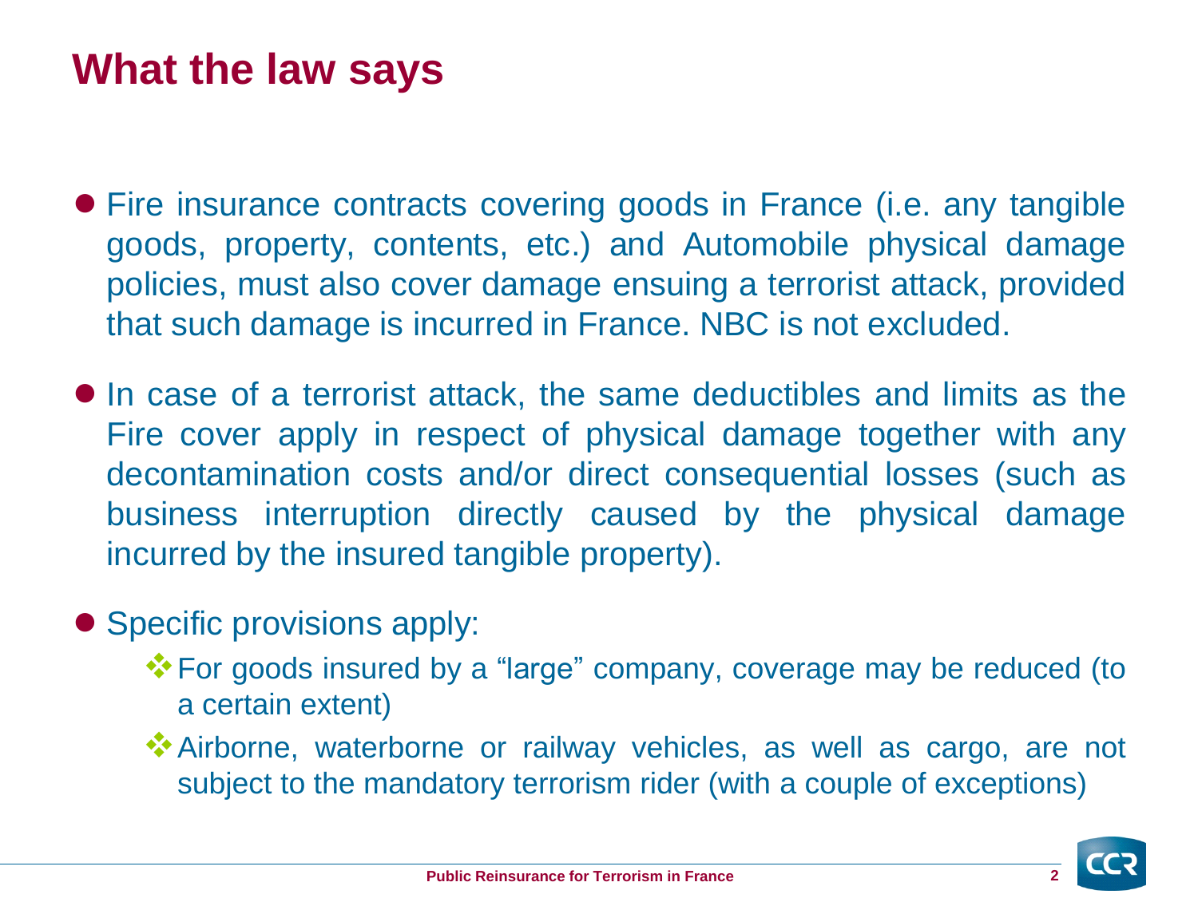# What the law says

- Fire insurance contracts covering goods in France (i.e. any tangible goods, property, contents, etc.) and Automobile physical damage policies, must also cover damage ensuing a terrorist attack, provided that such damage is incurred in France. NBC is not excluded.
- In case of a terrorist attack, the same deductibles and limits as the Fire cover apply in respect of physical damage together with any decontamination costs and/or direct consequential losses (such as business interruption directly caused by the physical damage incurred by the insured tangible property).
- Specific provisions apply:
  - For goods insured by a "large" company, coverage may be reduced (to a certain extent)
  - Airborne, waterborne or railway vehicles, as well as cargo, are not subject to the mandatory terrorism rider (with a couple of exceptions)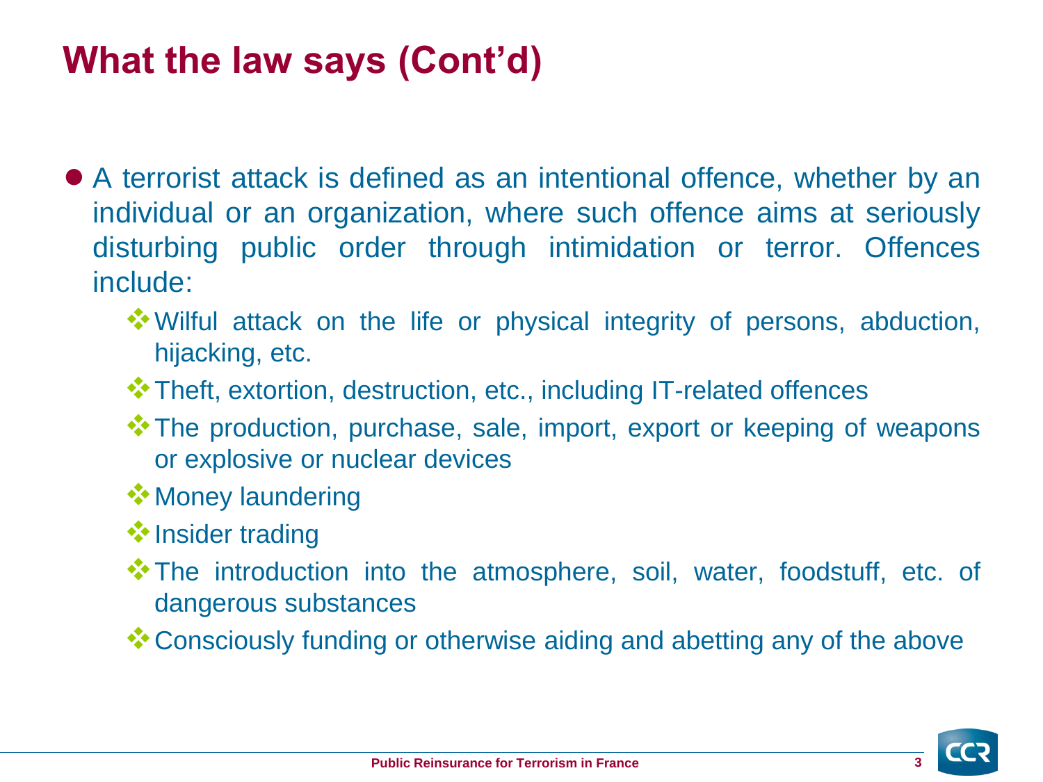# What the law says (Cont'd)

- A terrorist attack is defined as an intentional offence, whether by an individual or an organization, where such offence aims at seriously disturbing public order through intimidation or terror. Offences include:
  - Wilful attack on the life or physical integrity of persons, abduction, hijacking, etc.
  - Theft, extortion, destruction, etc., including IT-related offences
  - The production, purchase, sale, import, export or keeping of weapons or explosive or nuclear devices
  - Money laundering
  - Insider trading
  - The introduction into the atmosphere, soil, water, foodstuff, etc. of dangerous substances
  - Consciously funding or otherwise aiding and abetting any of the above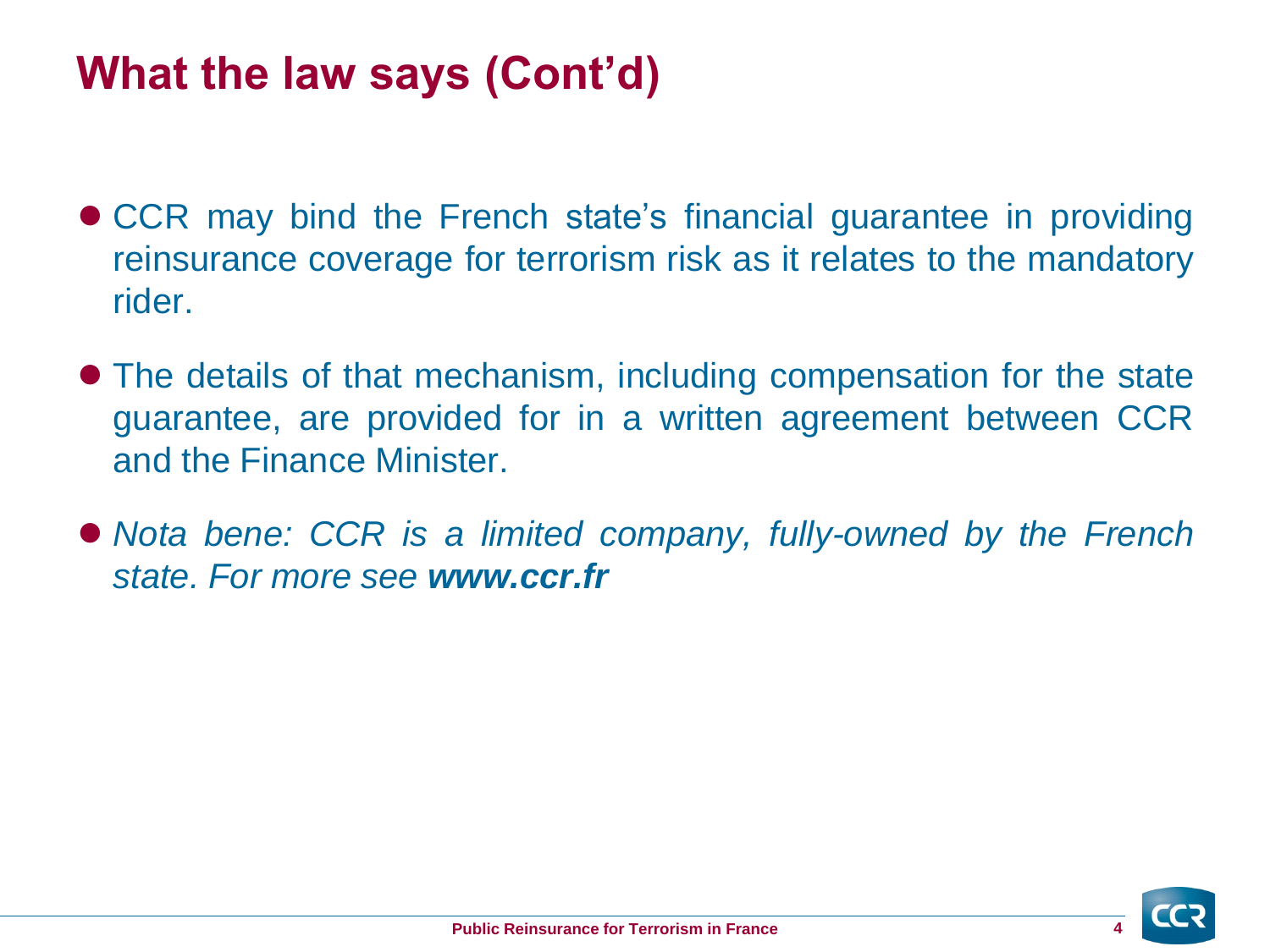# What the law says (Cont'd)

- CCR may bind the French state's financial guarantee in providing reinsurance coverage for terrorism risk as it relates to the mandatory rider.
- The details of that mechanism, including compensation for the state guarantee, are provided for in a written agreement between CCR and the Finance Minister.
- *Nota bene: CCR is a limited company, fully-owned by the French state. For more see* ***www.ccr.fr***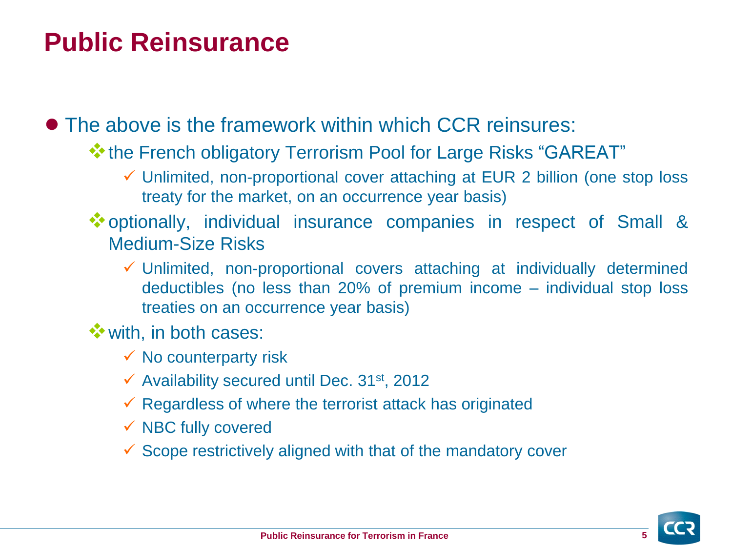# Public Reinsurance

- The above is the framework within which CCR reinsures:
  - the French obligatory Terrorism Pool for Large Risks "GAREAT"
    - Unlimited, non-proportional cover attaching at EUR 2 billion (one stop loss treaty for the market, on an occurrence year basis)
  - optionally, individual insurance companies in respect of Small & Medium-Size Risks
    - Unlimited, non-proportional covers attaching at individually determined deductibles (no less than 20% of premium income – individual stop loss treaties on an occurrence year basis)
  - with, in both cases:
    - No counterparty risk
    - Availability secured until Dec. 31st, 2012
    - Regardless of where the terrorist attack has originated
    - NBC fully covered
    - Scope restrictively aligned with that of the mandatory cover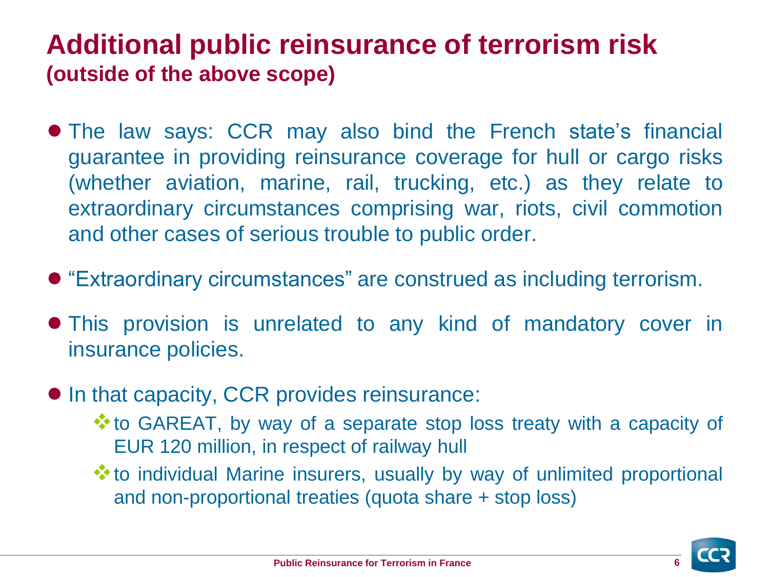# Additional public reinsurance of terrorism risk
**(outside of the above scope)**

- The law says: CCR may also bind the French state's financial guarantee in providing reinsurance coverage for hull or cargo risks (whether aviation, marine, rail, trucking, etc.) as they relate to extraordinary circumstances comprising war, riots, civil commotion and other cases of serious trouble to public order.
- "Extraordinary circumstances" are construed as including terrorism.
- This provision is unrelated to any kind of mandatory cover in insurance policies.
- In that capacity, CCR provides reinsurance:
  - to GAREAT, by way of a separate stop loss treaty with a capacity of EUR 120 million, in respect of railway hull
  - to individual Marine insurers, usually by way of unlimited proportional and non-proportional treaties (quota share + stop loss)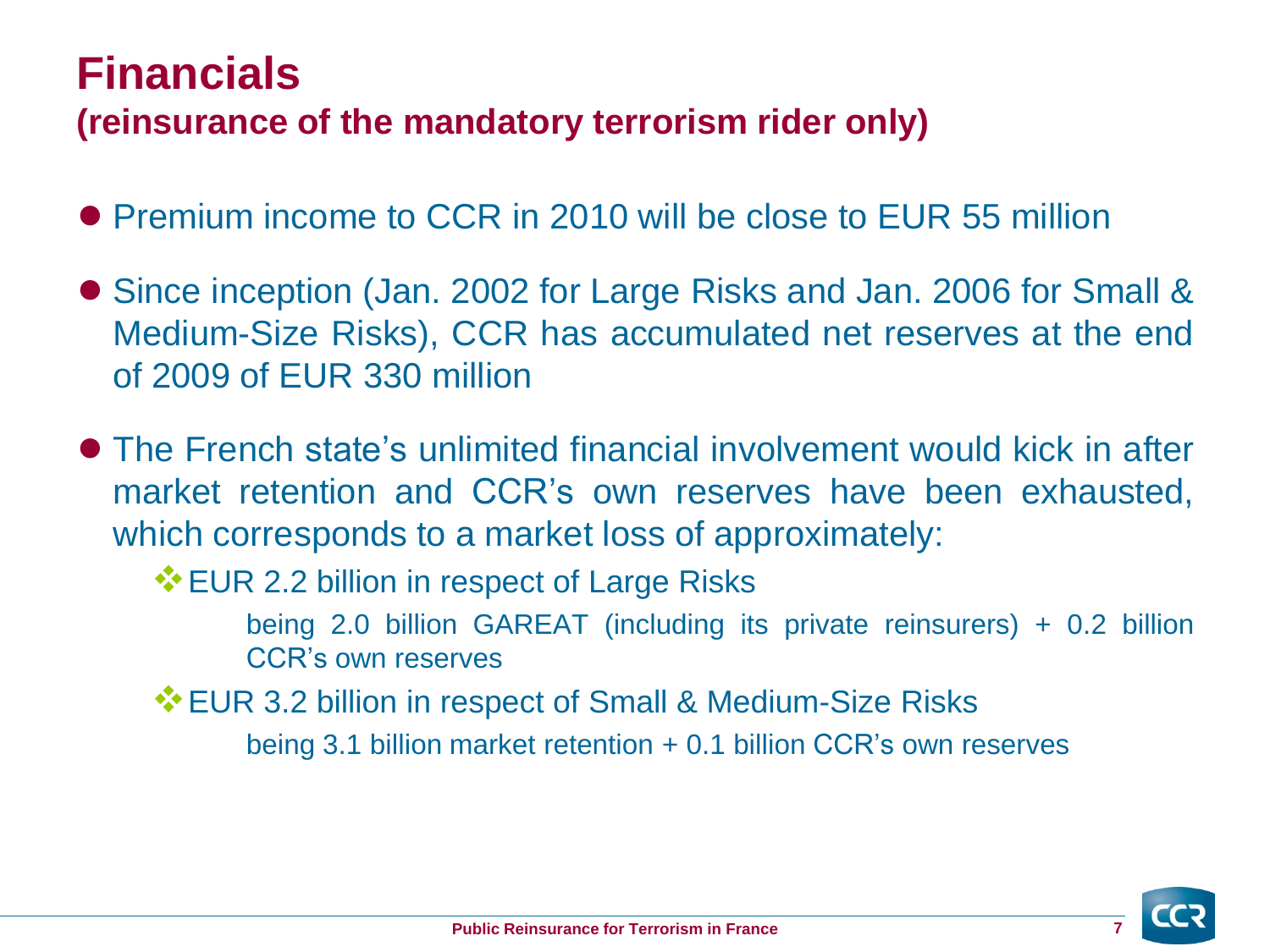# Financials

## (reinsurance of the mandatory terrorism rider only)

- Premium income to CCR in 2010 will be close to EUR 55 million
- Since inception (Jan. 2002 for Large Risks and Jan. 2006 for Small & Medium-Size Risks), CCR has accumulated net reserves at the end of 2009 of EUR 330 million
- The French state's unlimited financial involvement would kick in after market retention and CCR's own reserves have been exhausted, which corresponds to a market loss of approximately:
  - EUR 2.2 billion in respect of Large Risks

    being 2.0 billion GAREAT (including its private reinsurers) + 0.2 billion CCR's own reserves
  - EUR 3.2 billion in respect of Small & Medium-Size Risks

    being 3.1 billion market retention + 0.1 billion CCR's own reserves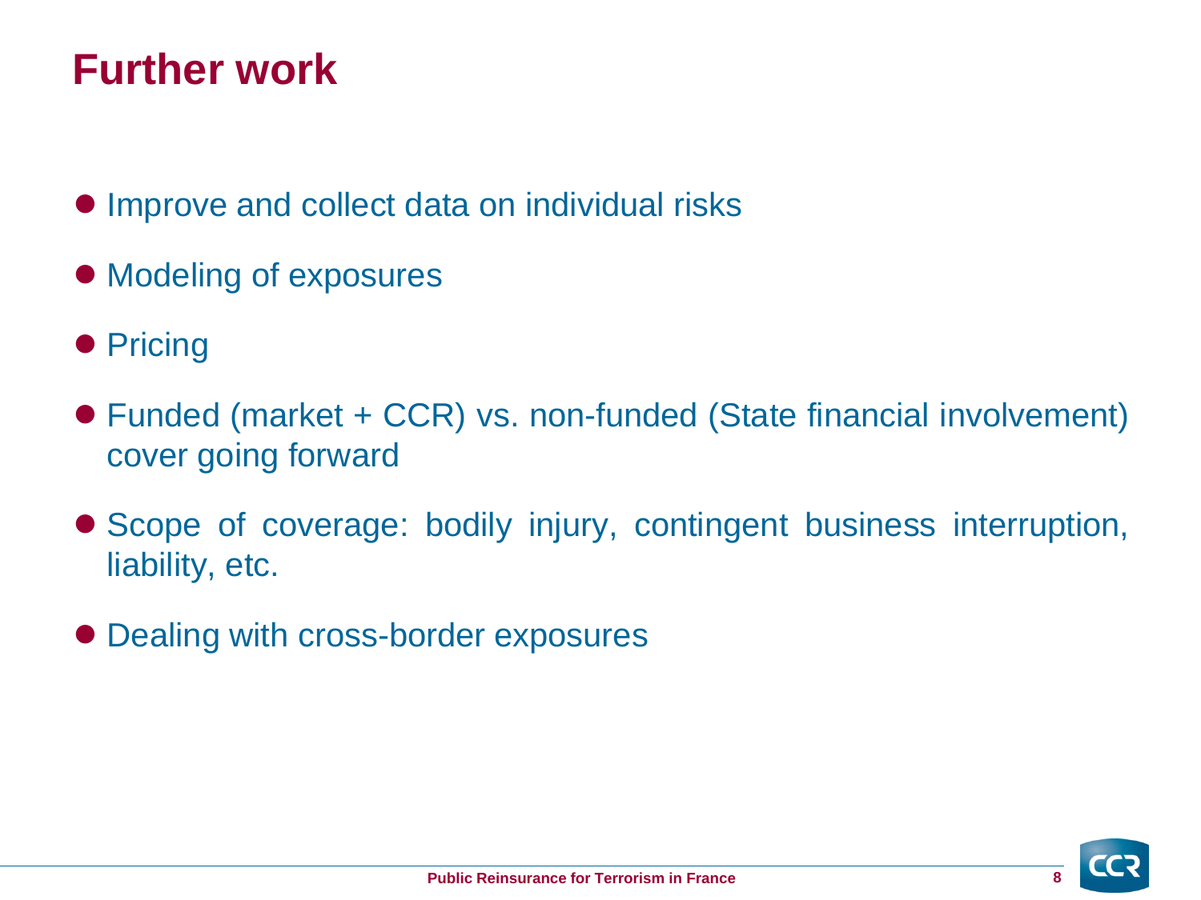# Further work

- Improve and collect data on individual risks
- Modeling of exposures
- Pricing
- Funded (market + CCR) vs. non-funded (State financial involvement) cover going forward
- Scope of coverage: bodily injury, contingent business interruption, liability, etc.
- Dealing with cross-border exposures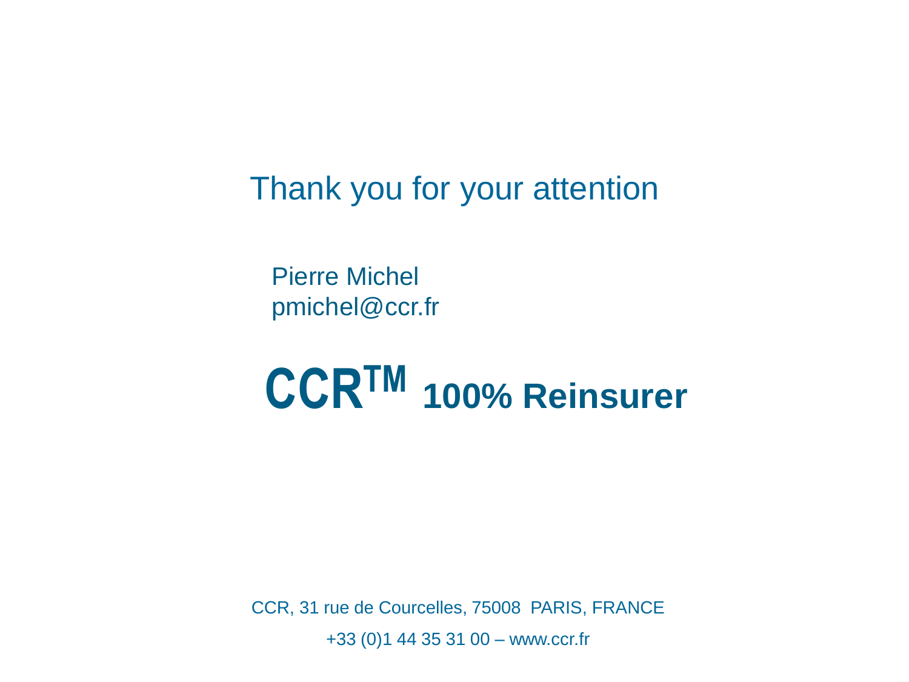Thank you for your attention

Pierre Michel
pmichel@ccr.fr

**CCR™ 100% Reinsurer**

CCR, 31 rue de Courcelles, 75008 PARIS, FRANCE

+33 (0)1 44 35 31 00 – www.ccr.fr